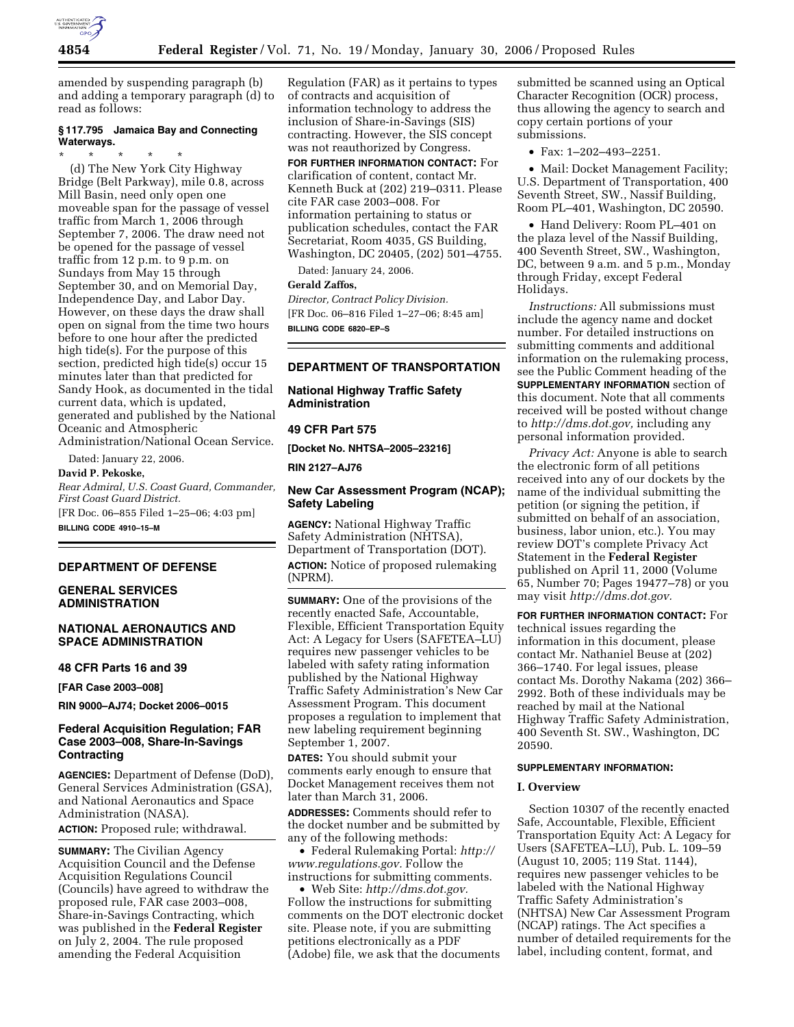amended by suspending paragraph (b) and adding a temporary paragraph (d) to read as follows:

**§ 117.795 Jamaica Bay and Connecting Waterways.**

\* \* \* \* \*

(d) The New York City Highway Bridge (Belt Parkway), mile 0.8, across Mill Basin, need only open one moveable span for the passage of vessel traffic from March 1, 2006 through September 7, 2006. The draw need not be opened for the passage of vessel traffic from 12 p.m. to 9 p.m. on Sundays from May 15 through September 30, and on Memorial Day, Independence Day, and Labor Day. However, on these days the draw shall open on signal from the time two hours before to one hour after the predicted high tide(s). For the purpose of this section, predicted high tide(s) occur 15 minutes later than that predicted for Sandy Hook, as documented in the tidal current data, which is updated, generated and published by the National Oceanic and Atmospheric Administration/National Ocean Service.

Dated: January 22, 2006.

**David P. Pekoske,**

*Rear Admiral, U.S. Coast Guard, Commander, First Coast Guard District.*

[FR Doc. 06–855 Filed 1–25–06; 4:03 pm]

**BILLING CODE 4910–15–M**

---

## DEPARTMENT OF DEFENSE

## GENERAL SERVICES ADMINISTRATION

## NATIONAL AERONAUTICS AND SPACE ADMINISTRATION

### 48 CFR Parts 16 and 39

**[FAR Case 2003–008]**

**RIN 9000–AJ74; Docket 2006–0015**

### Federal Acquisition Regulation; FAR Case 2003–008, Share-In-Savings Contracting

**AGENCIES:** Department of Defense (DoD), General Services Administration (GSA), and National Aeronautics and Space Administration (NASA).

**ACTION:** Proposed rule; withdrawal.

**SUMMARY:** The Civilian Agency Acquisition Council and the Defense Acquisition Regulations Council (Councils) have agreed to withdraw the proposed rule, FAR case 2003–008, Share-in-Savings Contracting, which was published in the **Federal Register** on July 2, 2004. The rule proposed amending the Federal Acquisition Regulation (FAR) as it pertains to types of contracts and acquisition of information technology to address the inclusion of Share-in-Savings (SIS) contracting. However, the SIS concept was not reauthorized by Congress.

**FOR FURTHER INFORMATION CONTACT:** For clarification of content, contact Mr. Kenneth Buck at (202) 219–0311. Please cite FAR case 2003–008. For information pertaining to status or publication schedules, contact the FAR Secretariat, Room 4035, GS Building, Washington, DC 20405, (202) 501–4755.

Dated: January 24, 2006.

**Gerald Zaffos,**

*Director, Contract Policy Division.*

[FR Doc. 06–816 Filed 1–27–06; 8:45 am]

**BILLING CODE 6820–EP–S**

---

## DEPARTMENT OF TRANSPORTATION

## National Highway Traffic Safety Administration

### 49 CFR Part 575

**[Docket No. NHTSA–2005–23216]**

**RIN 2127–AJ76**

### New Car Assessment Program (NCAP); Safety Labeling

**AGENCY:** National Highway Traffic Safety Administration (NHTSA), Department of Transportation (DOT).

**ACTION:** Notice of proposed rulemaking (NPRM).

**SUMMARY:** One of the provisions of the recently enacted Safe, Accountable, Flexible, Efficient Transportation Equity Act: A Legacy for Users (SAFETEA–LU) requires new passenger vehicles to be labeled with safety rating information published by the National Highway Traffic Safety Administration's New Car Assessment Program. This document proposes a regulation to implement that new labeling requirement beginning September 1, 2007.

**DATES:** You should submit your comments early enough to ensure that Docket Management receives them not later than March 31, 2006.

**ADDRESSES:** Comments should refer to the docket number and be submitted by any of the following methods:

- Federal Rulemaking Portal: *http://www.regulations.gov.* Follow the instructions for submitting comments.
- Web Site: *http://dms.dot.gov.* Follow the instructions for submitting comments on the DOT electronic docket site. Please note, if you are submitting petitions electronically as a PDF (Adobe) file, we ask that the documents submitted be scanned using an Optical Character Recognition (OCR) process, thus allowing the agency to search and copy certain portions of your submissions.
- Fax: 1–202–493–2251.
- Mail: Docket Management Facility; U.S. Department of Transportation, 400 Seventh Street, SW., Nassif Building, Room PL–401, Washington, DC 20590.
- Hand Delivery: Room PL–401 on the plaza level of the Nassif Building, 400 Seventh Street, SW., Washington, DC, between 9 a.m. and 5 p.m., Monday through Friday, except Federal Holidays.

*Instructions:* All submissions must include the agency name and docket number. For detailed instructions on submitting comments and additional information on the rulemaking process, see the Public Comment heading of the **SUPPLEMENTARY INFORMATION** section of this document. Note that all comments received will be posted without change to *http://dms.dot.gov,* including any personal information provided.

*Privacy Act:* Anyone is able to search the electronic form of all petitions received into any of our dockets by the name of the individual submitting the petition (or signing the petition, if submitted on behalf of an association, business, labor union, etc.). You may review DOT's complete Privacy Act Statement in the **Federal Register** published on April 11, 2000 (Volume 65, Number 70; Pages 19477–78) or you may visit *http://dms.dot.gov.*

**FOR FURTHER INFORMATION CONTACT:** For technical issues regarding the information in this document, please contact Mr. Nathaniel Beuse at (202) 366–1740. For legal issues, please contact Ms. Dorothy Nakama (202) 366–2992. Both of these individuals may be reached by mail at the National Highway Traffic Safety Administration, 400 Seventh St. SW., Washington, DC 20590.

**SUPPLEMENTARY INFORMATION:**

**I. Overview**

Section 10307 of the recently enacted Safe, Accountable, Flexible, Efficient Transportation Equity Act: A Legacy for Users (SAFETEA–LU), Pub. L. 109–59 (August 10, 2005; 119 Stat. 1144), requires new passenger vehicles to be labeled with the National Highway Traffic Safety Administration's (NHTSA) New Car Assessment Program (NCAP) ratings. The Act specifies a number of detailed requirements for the label, including content, format, and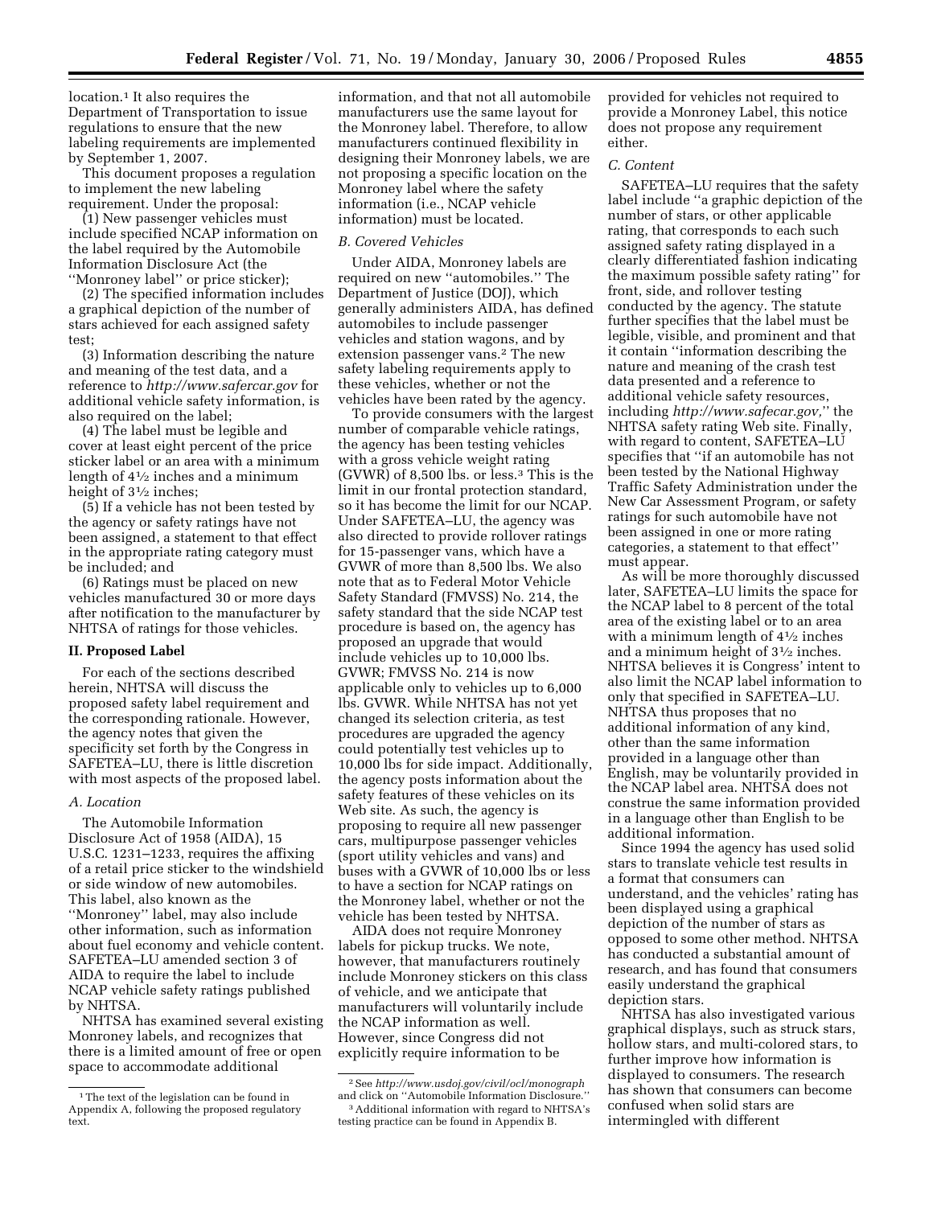location.[1] It also requires the Department of Transportation to issue regulations to ensure that the new labeling requirements are implemented by September 1, 2007.

This document proposes a regulation to implement the new labeling requirement. Under the proposal:

(1) New passenger vehicles must include specified NCAP information on the label required by the Automobile Information Disclosure Act (the ''Monroney label'' or price sticker);

(2) The specified information includes a graphical depiction of the number of stars achieved for each assigned safety test;

(3) Information describing the nature and meaning of the test data, and a reference to *http://www.safercar.gov* for additional vehicle safety information, is also required on the label;

(4) The label must be legible and cover at least eight percent of the price sticker label or an area with a minimum length of 4½ inches and a minimum height of 3½ inches;

(5) If a vehicle has not been tested by the agency or safety ratings have not been assigned, a statement to that effect in the appropriate rating category must be included; and

(6) Ratings must be placed on new vehicles manufactured 30 or more days after notification to the manufacturer by NHTSA of ratings for those vehicles.

## II. Proposed Label

For each of the sections described herein, NHTSA will discuss the proposed safety label requirement and the corresponding rationale. However, the agency notes that given the specificity set forth by the Congress in SAFETEA–LU, there is little discretion with most aspects of the proposed label.

### *A. Location*

The Automobile Information Disclosure Act of 1958 (AIDA), 15 U.S.C. 1231–1233, requires the affixing of a retail price sticker to the windshield or side window of new automobiles. This label, also known as the ''Monroney'' label, may also include other information, such as information about fuel economy and vehicle content. SAFETEA–LU amended section 3 of AIDA to require the label to include NCAP vehicle safety ratings published by NHTSA.

NHTSA has examined several existing Monroney labels, and recognizes that there is a limited amount of free or open space to accommodate additional information, and that not all automobile manufacturers use the same layout for the Monroney label. Therefore, to allow manufacturers continued flexibility in designing their Monroney labels, we are not proposing a specific location on the Monroney label where the safety information (i.e., NCAP vehicle information) must be located.

### *B. Covered Vehicles*

Under AIDA, Monroney labels are required on new ''automobiles.'' The Department of Justice (DOJ), which generally administers AIDA, has defined automobiles to include passenger vehicles and station wagons, and by extension passenger vans.[2] The new safety labeling requirements apply to these vehicles, whether or not the vehicles have been rated by the agency.

To provide consumers with the largest number of comparable vehicle ratings, the agency has been testing vehicles with a gross vehicle weight rating (GVWR) of 8,500 lbs. or less.[3] This is the limit in our frontal protection standard, so it has become the limit for our NCAP. Under SAFETEA–LU, the agency was also directed to provide rollover ratings for 15-passenger vans, which have a GVWR of more than 8,500 lbs. We also note that as to Federal Motor Vehicle Safety Standard (FMVSS) No. 214, the safety standard that the side NCAP test procedure is based on, the agency has proposed an upgrade that would include vehicles up to 10,000 lbs. GVWR; FMVSS No. 214 is now applicable only to vehicles up to 6,000 lbs. GVWR. While NHTSA has not yet changed its selection criteria, as test procedures are upgraded the agency could potentially test vehicles up to 10,000 lbs for side impact. Additionally, the agency posts information about the safety features of these vehicles on its Web site. As such, the agency is proposing to require all new passenger cars, multipurpose passenger vehicles (sport utility vehicles and vans) and buses with a GVWR of 10,000 lbs or less to have a section for NCAP ratings on the Monroney label, whether or not the vehicle has been tested by NHTSA.

AIDA does not require Monroney labels for pickup trucks. We note, however, that manufacturers routinely include Monroney stickers on this class of vehicle, and we anticipate that manufacturers will voluntarily include the NCAP information as well. However, since Congress did not explicitly require information to be provided for vehicles not required to provide a Monroney Label, this notice does not propose any requirement either.

### *C. Content*

SAFETEA–LU requires that the safety label include ''a graphic depiction of the number of stars, or other applicable rating, that corresponds to each such assigned safety rating displayed in a clearly differentiated fashion indicating the maximum possible safety rating'' for front, side, and rollover testing conducted by the agency. The statute further specifies that the label must be legible, visible, and prominent and that it contain ''information describing the nature and meaning of the crash test data presented and a reference to additional vehicle safety resources, including *http://www.safercar.gov,*'' the NHTSA safety rating Web site. Finally, with regard to content, SAFETEA–LU specifies that ''if an automobile has not been tested by the National Highway Traffic Safety Administration under the New Car Assessment Program, or safety ratings for such automobile have not been assigned in one or more rating categories, a statement to that effect'' must appear.

As will be more thoroughly discussed later, SAFETEA–LU limits the space for the NCAP label to 8 percent of the total area of the existing label or to an area with a minimum length of 4½ inches and a minimum height of 3½ inches. NHTSA believes it is Congress' intent to also limit the NCAP label information to only that specified in SAFETEA–LU. NHTSA thus proposes that no additional information of any kind, other than the same information provided in a language other than English, may be voluntarily provided in the NCAP label area. NHTSA does not construe the same information provided in a language other than English to be additional information.

Since 1994 the agency has used solid stars to translate vehicle test results in a format that consumers can understand, and the vehicles' rating has been displayed using a graphical depiction of the number of stars as opposed to some other method. NHTSA has conducted a substantial amount of research, and has found that consumers easily understand the graphical depiction stars.

NHTSA has also investigated various graphical displays, such as struck stars, hollow stars, and multi-colored stars, to further improve how information is displayed to consumers. The research has shown that consumers can become confused when solid stars are intermingled with different

[1] The text of the legislation can be found in Appendix A, following the proposed regulatory text.

[2] See *http://www.usdoj.gov/civil/ocl/monograph* and click on ''Automobile Information Disclosure.''

[3] Additional information with regard to NHTSA's testing practice can be found in Appendix B.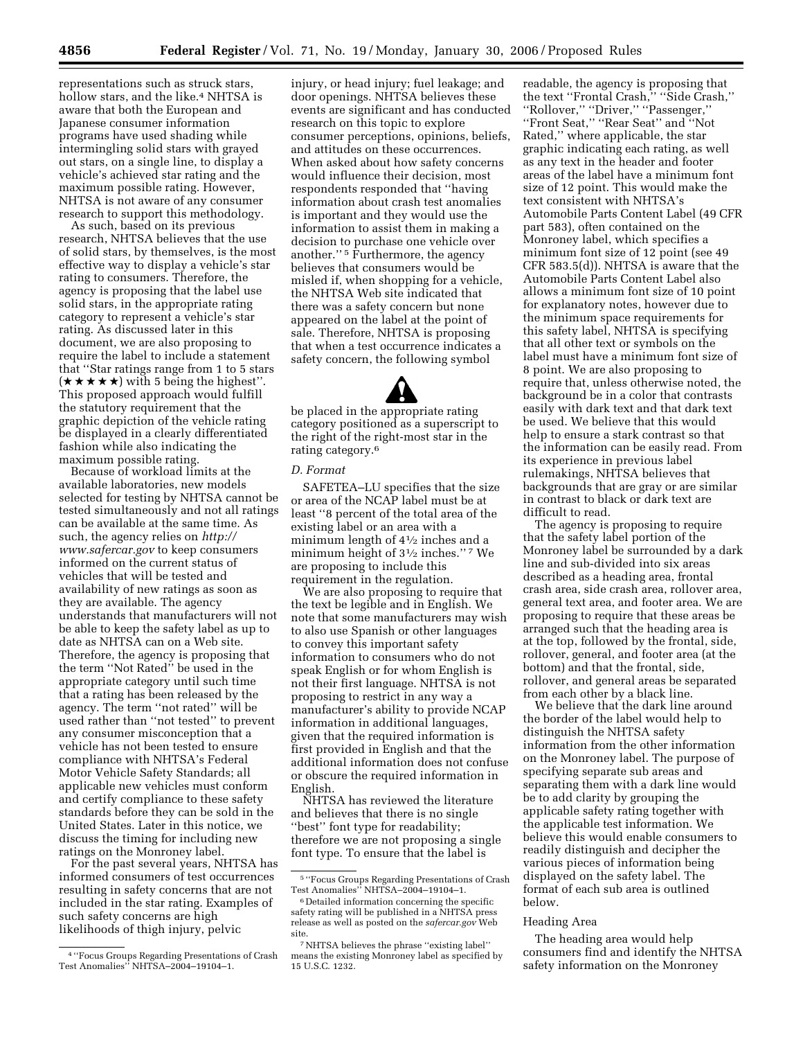representations such as struck stars, hollow stars, and the like.[4] NHTSA is aware that both the European and Japanese consumer information programs have used shading while intermingling solid stars with grayed out stars, on a single line, to display a vehicle's achieved star rating and the maximum possible rating. However, NHTSA is not aware of any consumer research to support this methodology.

As such, based on its previous research, NHTSA believes that the use of solid stars, by themselves, is the most effective way to display a vehicle's star rating to consumers. Therefore, the agency is proposing that the label use solid stars, in the appropriate rating category to represent a vehicle's star rating. As discussed later in this document, we are also proposing to require the label to include a statement that ''Star ratings range from 1 to 5 stars (★★★★★) with 5 being the highest''. This proposed approach would fulfill the statutory requirement that the graphic depiction of the vehicle rating be displayed in a clearly differentiated fashion while also indicating the maximum possible rating.

Because of workload limits at the available laboratories, new models selected for testing by NHTSA cannot be tested simultaneously and not all ratings can be available at the same time. As such, the agency relies on *http://www.safercar.gov* to keep consumers informed on the current status of vehicles that will be tested and availability of new ratings as soon as they are available. The agency understands that manufacturers will not be able to keep the safety label as up to date as NHTSA can on a Web site. Therefore, the agency is proposing that the term ''Not Rated'' be used in the appropriate category until such time that a rating has been released by the agency. The term ''not rated'' will be used rather than ''not tested'' to prevent any consumer misconception that a vehicle has not been tested to ensure compliance with NHTSA's Federal Motor Vehicle Safety Standards; all applicable new vehicles must conform and certify compliance to these safety standards before they can be sold in the United States. Later in this notice, we discuss the timing for including new ratings on the Monroney label.

For the past several years, NHTSA has informed consumers of test occurrences resulting in safety concerns that are not included in the star rating. Examples of such safety concerns are high likelihoods of thigh injury, pelvic injury, or head injury; fuel leakage; and door openings. NHTSA believes these events are significant and has conducted research on this topic to explore consumer perceptions, opinions, beliefs, and attitudes on these occurrences. When asked about how safety concerns would influence their decision, most respondents responded that ''having information about crash test anomalies is important and they would use the information to assist them in making a decision to purchase one vehicle over another.''[5] Furthermore, the agency believes that consumers would be misled if, when shopping for a vehicle, the NHTSA Web site indicated that there was a safety concern but none appeared on the label at the point of sale. Therefore, NHTSA is proposing that when a test occurrence indicates a safety concern, the following symbol

⚠

be placed in the appropriate rating category positioned as a superscript to the right of the right-most star in the rating category.[6]

*D. Format*

SAFETEA–LU specifies that the size or area of the NCAP label must be at least ''8 percent of the total area of the existing label or an area with a minimum length of 4½ inches and a minimum height of 3½ inches.''[7] We are proposing to include this requirement in the regulation.

We are also proposing to require that the text be legible and in English. We note that some manufacturers may wish to also use Spanish or other languages to convey this important safety information to consumers who do not speak English or for whom English is not their first language. NHTSA is not proposing to restrict in any way a manufacturer's ability to provide NCAP information in additional languages, given that the required information is first provided in English and that the additional information does not confuse or obscure the required information in English.

NHTSA has reviewed the literature and believes that there is no single ''best'' font type for readability; therefore we are not proposing a single font type. To ensure that the label is readable, the agency is proposing that the text ''Frontal Crash,'' ''Side Crash,'' ''Rollover,'' ''Driver,'' ''Passenger,'' ''Front Seat,'' ''Rear Seat'' and ''Not Rated,'' where applicable, the star graphic indicating each rating, as well as any text in the header and footer areas of the label have a minimum font size of 12 point. This would make the text consistent with NHTSA's Automobile Parts Content Label (49 CFR part 583), often contained on the Monroney label, which specifies a minimum font size of 12 point (see 49 CFR 583.5(d)). NHTSA is aware that the Automobile Parts Content Label also allows a minimum font size of 10 point for explanatory notes, however due to the minimum space requirements for this safety label, NHTSA is specifying that all other text or symbols on the label must have a minimum font size of 8 point. We are also proposing to require that, unless otherwise noted, the background be in a color that contrasts easily with dark text and that dark text be used. We believe that this would help to ensure a stark contrast so that the information can be easily read. From its experience in previous label rulemakings, NHTSA believes that backgrounds that are gray or are similar in contrast to black or dark text are difficult to read.

The agency is proposing to require that the safety label portion of the Monroney label be surrounded by a dark line and sub-divided into six areas described as a heading area, frontal crash area, side crash area, rollover area, general text area, and footer area. We are proposing to require that these areas be arranged such that the heading area is at the top, followed by the frontal, side, rollover, general, and footer area (at the bottom) and that the frontal, side, rollover, and general areas be separated from each other by a black line.

We believe that the dark line around the border of the label would help to distinguish the NHTSA safety information from the other information on the Monroney label. The purpose of specifying separate sub areas and separating them with a dark line would be to add clarity by grouping the applicable safety rating together with the applicable test information. We believe this would enable consumers to readily distinguish and decipher the various pieces of information being displayed on the safety label. The format of each sub area is outlined below.

Heading Area

The heading area would help consumers find and identify the NHTSA safety information on the Monroney

---

[4] ''Focus Groups Regarding Presentations of Crash Test Anomalies'' NHTSA–2004–19104–1.

[5] ''Focus Groups Regarding Presentations of Crash Test Anomalies'' NHTSA–2004–19104–1.

[6] Detailed information concerning the specific safety rating will be published in a NHTSA press release as well as posted on the *safercar.gov* Web site.

[7] NHTSA believes the phrase ''existing label'' means the existing Monroney label as specified by 15 U.S.C. 1232.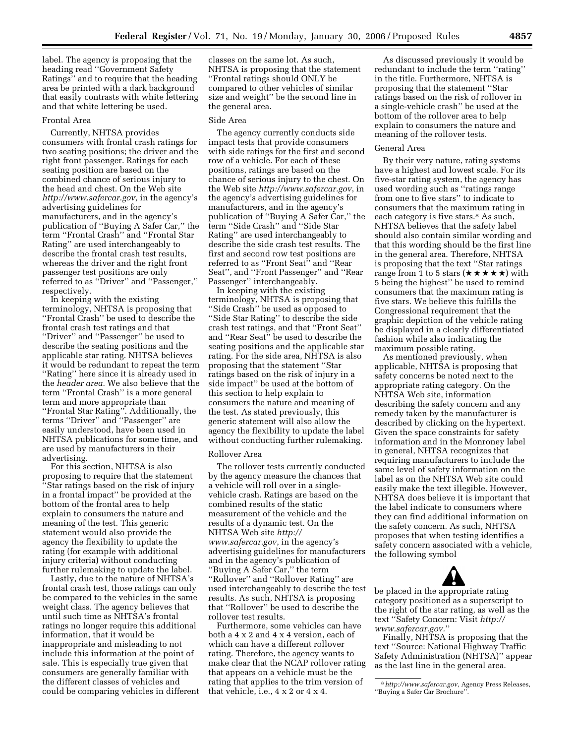label. The agency is proposing that the heading read ''Government Safety Ratings'' and to require that the heading area be printed with a dark background that easily contrasts with white lettering and that white lettering be used.

Frontal Area

Currently, NHTSA provides consumers with frontal crash ratings for two seating positions; the driver and the right front passenger. Ratings for each seating position are based on the combined chance of serious injury to the head and chest. On the Web site *http://www.safercar.gov,* in the agency's advertising guidelines for manufacturers, and in the agency's publication of ''Buying A Safer Car,'' the term ''Frontal Crash'' and ''Frontal Star Rating'' are used interchangeably to describe the frontal crash test results, whereas the driver and the right front passenger test positions are only referred to as ''Driver'' and ''Passenger,'' respectively.

In keeping with the existing terminology, NHTSA is proposing that ''Frontal Crash'' be used to describe the frontal crash test ratings and that ''Driver'' and ''Passenger'' be used to describe the seating positions and the applicable star rating. NHTSA believes it would be redundant to repeat the term ''Rating'' here since it is already used in the *header area.* We also believe that the term ''Frontal Crash'' is a more general term and more appropriate than ''Frontal Star Rating''. Additionally, the terms ''Driver'' and ''Passenger'' are easily understood, have been used in NHTSA publications for some time, and are used by manufacturers in their advertising.

For this section, NHTSA is also proposing to require that the statement ''Star ratings based on the risk of injury in a frontal impact'' be provided at the bottom of the frontal area to help explain to consumers the nature and meaning of the test. This generic statement would also provide the agency the flexibility to update the rating (for example with additional injury criteria) without conducting further rulemaking to update the label.

Lastly, due to the nature of NHTSA's frontal crash test, those ratings can only be compared to the vehicles in the same weight class. The agency believes that until such time as NHTSA's frontal ratings no longer require this additional information, that it would be inappropriate and misleading to not include this information at the point of sale. This is especially true given that consumers are generally familiar with the different classes of vehicles and could be comparing vehicles in different classes on the same lot. As such, NHTSA is proposing that the statement ''Frontal ratings should ONLY be compared to other vehicles of similar size and weight'' be the second line in the general area.

Side Area

The agency currently conducts side impact tests that provide consumers with side ratings for the first and second row of a vehicle. For each of these positions, ratings are based on the chance of serious injury to the chest. On the Web site *http://www.safercar.gov*, in the agency's advertising guidelines for manufacturers, and in the agency's publication of ''Buying A Safer Car,'' the term ''Side Crash'' and ''Side Star Rating'' are used interchangeably to describe the side crash test results. The first and second row test positions are referred to as ''Front Seat'' and ''Rear Seat'', and ''Front Passenger'' and ''Rear Passenger'' interchangeably.

In keeping with the existing terminology, NHTSA is proposing that ''Side Crash'' be used as opposed to ''Side Star Rating'' to describe the side crash test ratings, and that ''Front Seat'' and ''Rear Seat'' be used to describe the seating positions and the applicable star rating. For the side area, NHTSA is also proposing that the statement ''Star ratings based on the risk of injury in a side impact'' be used at the bottom of this section to help explain to consumers the nature and meaning of the test. As stated previously, this generic statement will also allow the agency the flexibility to update the label without conducting further rulemaking.

Rollover Area

The rollover tests currently conducted by the agency measure the chances that a vehicle will roll over in a single-vehicle crash. Ratings are based on the combined results of the static measurement of the vehicle and the results of a dynamic test. On the NHTSA Web site *http://www.safercar.gov*, in the agency's advertising guidelines for manufacturers and in the agency's publication of ''Buying A Safer Car,'' the term ''Rollover'' and ''Rollover Rating'' are used interchangeably to describe the test results. As such, NHTSA is proposing that ''Rollover'' be used to describe the rollover test results.

Furthermore, some vehicles can have both a 4 x 2 and 4 x 4 version, each of which can have a different rollover rating. Therefore, the agency wants to make clear that the NCAP rollover rating that appears on a vehicle must be the rating that applies to the trim version of that vehicle, i.e., 4 x 2 or 4 x 4.

As discussed previously it would be redundant to include the term ''rating'' in the title. Furthermore, NHTSA is proposing that the statement ''Star ratings based on the risk of rollover in a single-vehicle crash'' be used at the bottom of the rollover area to help explain to consumers the nature and meaning of the rollover tests.

General Area

By their very nature, rating systems have a highest and lowest scale. For its five-star rating system, the agency has used wording such as ''ratings range from one to five stars'' to indicate to consumers that the maximum rating in each category is five stars.[8] As such, NHTSA believes that the safety label should also contain similar wording and that this wording should be the first line in the general area. Therefore, NHTSA is proposing that the text ''Star ratings range from 1 to 5 stars (★★★★★) with 5 being the highest'' be used to remind consumers that the maximum rating is five stars. We believe this fulfills the Congressional requirement that the graphic depiction of the vehicle rating be displayed in a clearly differentiated fashion while also indicating the maximum possible rating.

As mentioned previously, when applicable, NHTSA is proposing that safety concerns be noted next to the appropriate rating category. On the NHTSA Web site, information describing the safety concern and any remedy taken by the manufacturer is described by clicking on the hypertext. Given the space constraints for safety information and in the Monroney label in general, NHTSA recognizes that requiring manufacturers to include the same level of safety information on the label as on the NHTSA Web site could easily make the text illegible. However, NHTSA does believe it is important that the label indicate to consumers where they can find additional information on the safety concern. As such, NHTSA proposes that when testing identifies a safety concern associated with a vehicle, the following symbol

⚠

be placed in the appropriate rating category positioned as a superscript to the right of the star rating, as well as the text ''Safety Concern: Visit *http://www.safercar.gov*.''

Finally, NHTSA is proposing that the text ''Source: National Highway Traffic Safety Administration (NHTSA)'' appear as the last line in the general area.

---

[8] *http://www.safercar.gov*, Agency Press Releases, ''Buying a Safer Car Brochure''.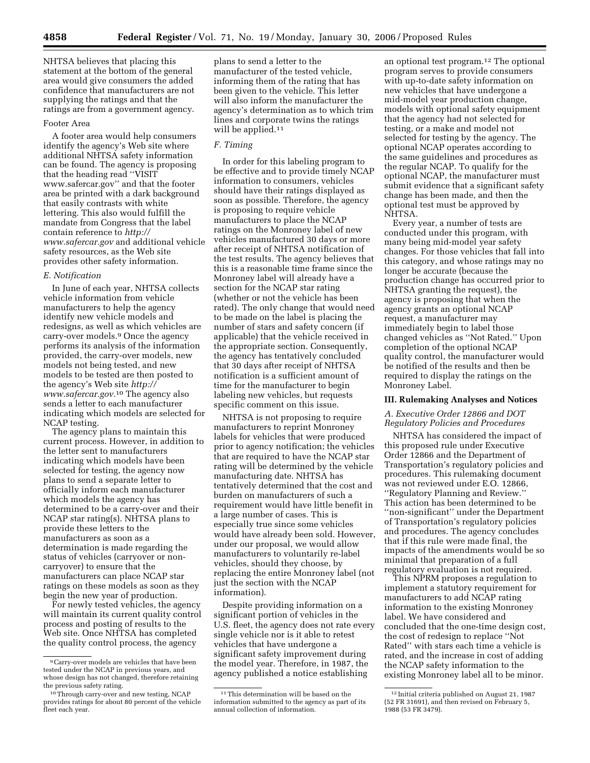NHTSA believes that placing this statement at the bottom of the general area would give consumers the added confidence that manufacturers are not supplying the ratings and that the ratings are from a government agency.

Footer Area

A footer area would help consumers identify the agency's Web site where additional NHTSA safety information can be found. The agency is proposing that the heading read ''VISIT www.safercar.gov'' and that the footer area be printed with a dark background that easily contrasts with white lettering. This also would fulfill the mandate from Congress that the label contain reference to *http://www.safercar.gov* and additional vehicle safety resources, as the Web site provides other safety information.

### *E. Notification*

In June of each year, NHTSA collects vehicle information from vehicle manufacturers to help the agency identify new vehicle models and redesigns, as well as which vehicles are carry-over models.[9] Once the agency performs its analysis of the information provided, the carry-over models, new models not being tested, and new models to be tested are then posted to the agency's Web site *http://www.safercar.gov*.[10] The agency also sends a letter to each manufacturer indicating which models are selected for NCAP testing.

The agency plans to maintain this current process. However, in addition to the letter sent to manufacturers indicating which models have been selected for testing, the agency now plans to send a separate letter to officially inform each manufacturer which models the agency has determined to be a carry-over and their NCAP star rating(s). NHTSA plans to provide these letters to the manufacturers as soon as a determination is made regarding the status of vehicles (carryover or non-carryover) to ensure that the manufacturers can place NCAP star ratings on these models as soon as they begin the new year of production.

For newly tested vehicles, the agency will maintain its current quality control process and posting of results to the Web site. Once NHTSA has completed the quality control process, the agency plans to send a letter to the manufacturer of the tested vehicle, informing them of the rating that has been given to the vehicle. This letter will also inform the manufacturer the agency's determination as to which trim lines and corporate twins the ratings will be applied.[11]

### *F. Timing*

In order for this labeling program to be effective and to provide timely NCAP information to consumers, vehicles should have their ratings displayed as soon as possible. Therefore, the agency is proposing to require vehicle manufacturers to place the NCAP ratings on the Monroney label of new vehicles manufactured 30 days or more after receipt of NHTSA notification of the test results. The agency believes that this is a reasonable time frame since the Monroney label will already have a section for the NCAP star rating (whether or not the vehicle has been rated). The only change that would need to be made on the label is placing the number of stars and safety concern (if applicable) that the vehicle received in the appropriate section. Consequently, the agency has tentatively concluded that 30 days after receipt of NHTSA notification is a sufficient amount of time for the manufacturer to begin labeling new vehicles, but requests specific comment on this issue.

NHTSA is not proposing to require manufacturers to reprint Monroney labels for vehicles that were produced prior to agency notification; the vehicles that are required to have the NCAP star rating will be determined by the vehicle manufacturing date. NHTSA has tentatively determined that the cost and burden on manufacturers of such a requirement would have little benefit in a large number of cases. This is especially true since some vehicles would have already been sold. However, under our proposal, we would allow manufacturers to voluntarily re-label vehicles, should they choose, by replacing the entire Monroney label (not just the section with the NCAP information).

Despite providing information on a significant portion of vehicles in the U.S. fleet, the agency does not rate every single vehicle nor is it able to retest vehicles that have undergone a significant safety improvement during the model year. Therefore, in 1987, the agency published a notice establishing an optional test program.[12] The optional program serves to provide consumers with up-to-date safety information on new vehicles that have undergone a mid-model year production change, models with optional safety equipment that the agency had not selected for testing, or a make and model not selected for testing by the agency. The optional NCAP operates according to the same guidelines and procedures as the regular NCAP. To qualify for the optional NCAP, the manufacturer must submit evidence that a significant safety change has been made, and then the optional test must be approved by NHTSA.

Every year, a number of tests are conducted under this program, with many being mid-model year safety changes. For those vehicles that fall into this category, and whose ratings may no longer be accurate (because the production change has occurred prior to NHTSA granting the request), the agency is proposing that when the agency grants an optional NCAP request, a manufacturer may immediately begin to label those changed vehicles as ''Not Rated.'' Upon completion of the optional NCAP quality control, the manufacturer would be notified of the results and then be required to display the ratings on the Monroney Label.

## III. Rulemaking Analyses and Notices

### *A. Executive Order 12866 and DOT Regulatory Policies and Procedures*

NHTSA has considered the impact of this proposed rule under Executive Order 12866 and the Department of Transportation's regulatory policies and procedures. This rulemaking document was not reviewed under E.O. 12866, ''Regulatory Planning and Review.'' This action has been determined to be ''non-significant'' under the Department of Transportation's regulatory policies and procedures. The agency concludes that if this rule were made final, the impacts of the amendments would be so minimal that preparation of a full regulatory evaluation is not required.

This NPRM proposes a regulation to implement a statutory requirement for manufacturers to add NCAP rating information to the existing Monroney label. We have considered and concluded that the one-time design cost, the cost of redesign to replace ''Not Rated'' with stars each time a vehicle is rated, and the increase in cost of adding the NCAP safety information to the existing Monroney label all to be minor.

---

[9] Carry-over models are vehicles that have been tested under the NCAP in previous years, and whose design has not changed, therefore retaining the previous safety rating.

[10] Through carry-over and new testing, NCAP provides ratings for about 80 percent of the vehicle fleet each year.

[11] This determination will be based on the information submitted to the agency as part of its annual collection of information.

[12] Initial criteria published on August 21, 1987 (52 FR 31691), and then revised on February 5, 1988 (53 FR 3479).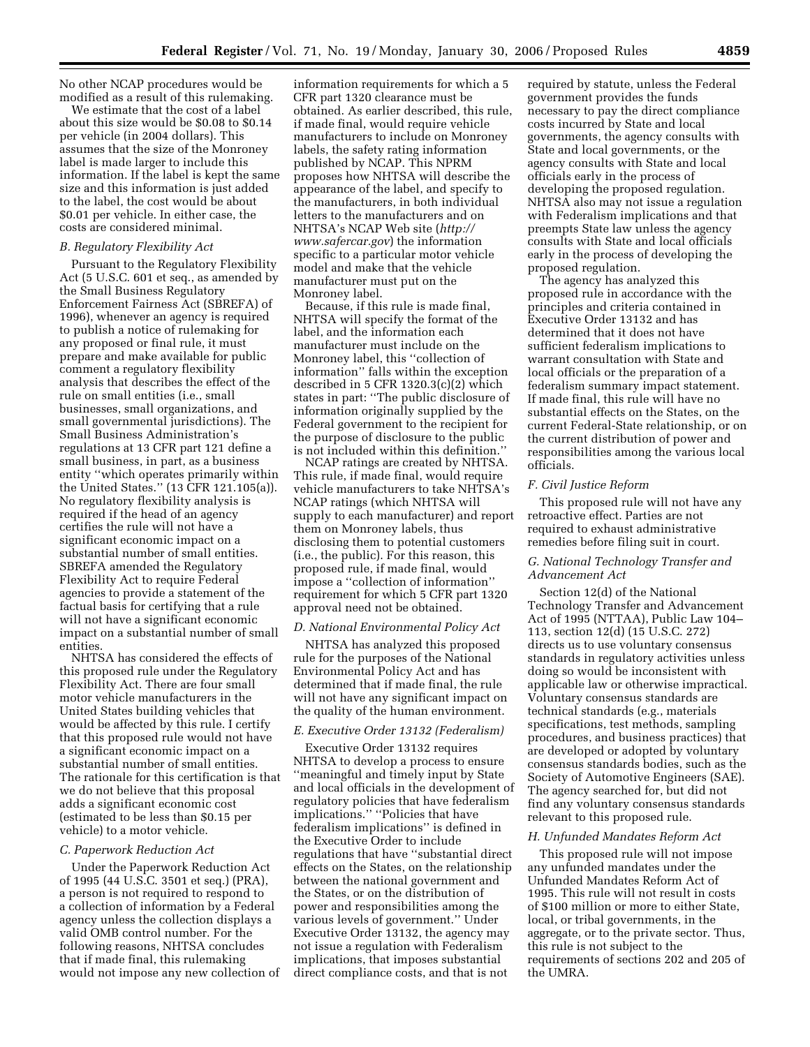No other NCAP procedures would be modified as a result of this rulemaking.

We estimate that the cost of a label about this size would be $0.08 to $0.14 per vehicle (in 2004 dollars). This assumes that the size of the Monroney label is made larger to include this information. If the label is kept the same size and this information is just added to the label, the cost would be about $0.01 per vehicle. In either case, the costs are considered minimal.

### *B. Regulatory Flexibility Act*

Pursuant to the Regulatory Flexibility Act (5 U.S.C. 601 et seq., as amended by the Small Business Regulatory Enforcement Fairness Act (SBREFA) of 1996), whenever an agency is required to publish a notice of rulemaking for any proposed or final rule, it must prepare and make available for public comment a regulatory flexibility analysis that describes the effect of the rule on small entities (i.e., small businesses, small organizations, and small governmental jurisdictions). The Small Business Administration's regulations at 13 CFR part 121 define a small business, in part, as a business entity "which operates primarily within the United States." (13 CFR 121.105(a)). No regulatory flexibility analysis is required if the head of an agency certifies the rule will not have a significant economic impact on a substantial number of small entities. SBREFA amended the Regulatory Flexibility Act to require Federal agencies to provide a statement of the factual basis for certifying that a rule will not have a significant economic impact on a substantial number of small entities.

NHTSA has considered the effects of this proposed rule under the Regulatory Flexibility Act. There are four small motor vehicle manufacturers in the United States building vehicles that would be affected by this rule. I certify that this proposed rule would not have a significant economic impact on a substantial number of small entities. The rationale for this certification is that we do not believe that this proposal adds a significant economic cost (estimated to be less than $0.15 per vehicle) to a motor vehicle.

### *C. Paperwork Reduction Act*

Under the Paperwork Reduction Act of 1995 (44 U.S.C. 3501 et seq.) (PRA), a person is not required to respond to a collection of information by a Federal agency unless the collection displays a valid OMB control number. For the following reasons, NHTSA concludes that if made final, this rulemaking would not impose any new collection of information requirements for which a 5 CFR part 1320 clearance must be obtained. As earlier described, this rule, if made final, would require vehicle manufacturers to include on Monroney labels, the safety rating information published by NCAP. This NPRM proposes how NHTSA will describe the appearance of the label, and specify to the manufacturers, in both individual letters to the manufacturers and on NHTSA's NCAP Web site (*http://www.safercar.gov*) the information specific to a particular motor vehicle model and make that the vehicle manufacturer must put on the Monroney label.

Because, if this rule is made final, NHTSA will specify the format of the label, and the information each manufacturer must include on the Monroney label, this "collection of information" falls within the exception described in 5 CFR 1320.3(c)(2) which states in part: "The public disclosure of information originally supplied by the Federal government to the recipient for the purpose of disclosure to the public is not included within this definition."

NCAP ratings are created by NHTSA. This rule, if made final, would require vehicle manufacturers to take NHTSA's NCAP ratings (which NHTSA will supply to each manufacturer) and report them on Monroney labels, thus disclosing them to potential customers (i.e., the public). For this reason, this proposed rule, if made final, would impose a "collection of information" requirement for which 5 CFR part 1320 approval need not be obtained.

### *D. National Environmental Policy Act*

NHTSA has analyzed this proposed rule for the purposes of the National Environmental Policy Act and has determined that if made final, the rule will not have any significant impact on the quality of the human environment.

### *E. Executive Order 13132 (Federalism)*

Executive Order 13132 requires NHTSA to develop a process to ensure "meaningful and timely input by State and local officials in the development of regulatory policies that have federalism implications." "Policies that have federalism implications" is defined in the Executive Order to include regulations that have "substantial direct effects on the States, on the relationship between the national government and the States, or on the distribution of power and responsibilities among the various levels of government." Under Executive Order 13132, the agency may not issue a regulation with Federalism implications, that imposes substantial direct compliance costs, and that is not required by statute, unless the Federal government provides the funds necessary to pay the direct compliance costs incurred by State and local governments, the agency consults with State and local governments, or the agency consults with State and local officials early in the process of developing the proposed regulation. NHTSA also may not issue a regulation with Federalism implications and that preempts State law unless the agency consults with State and local officials early in the process of developing the proposed regulation.

The agency has analyzed this proposed rule in accordance with the principles and criteria contained in Executive Order 13132 and has determined that it does not have sufficient federalism implications to warrant consultation with State and local officials or the preparation of a federalism summary impact statement. If made final, this rule will have no substantial effects on the States, on the current Federal-State relationship, or on the current distribution of power and responsibilities among the various local officials.

### *F. Civil Justice Reform*

This proposed rule will not have any retroactive effect. Parties are not required to exhaust administrative remedies before filing suit in court.

### *G. National Technology Transfer and Advancement Act*

Section 12(d) of the National Technology Transfer and Advancement Act of 1995 (NTTAA), Public Law 104–113, section 12(d) (15 U.S.C. 272) directs us to use voluntary consensus standards in regulatory activities unless doing so would be inconsistent with applicable law or otherwise impractical. Voluntary consensus standards are technical standards (e.g., materials specifications, test methods, sampling procedures, and business practices) that are developed or adopted by voluntary consensus standards bodies, such as the Society of Automotive Engineers (SAE). The agency searched for, but did not find any voluntary consensus standards relevant to this proposed rule.

### *H. Unfunded Mandates Reform Act*

This proposed rule will not impose any unfunded mandates under the Unfunded Mandates Reform Act of 1995. This rule will not result in costs of $100 million or more to either State, local, or tribal governments, in the aggregate, or to the private sector. Thus, this rule is not subject to the requirements of sections 202 and 205 of the UMRA.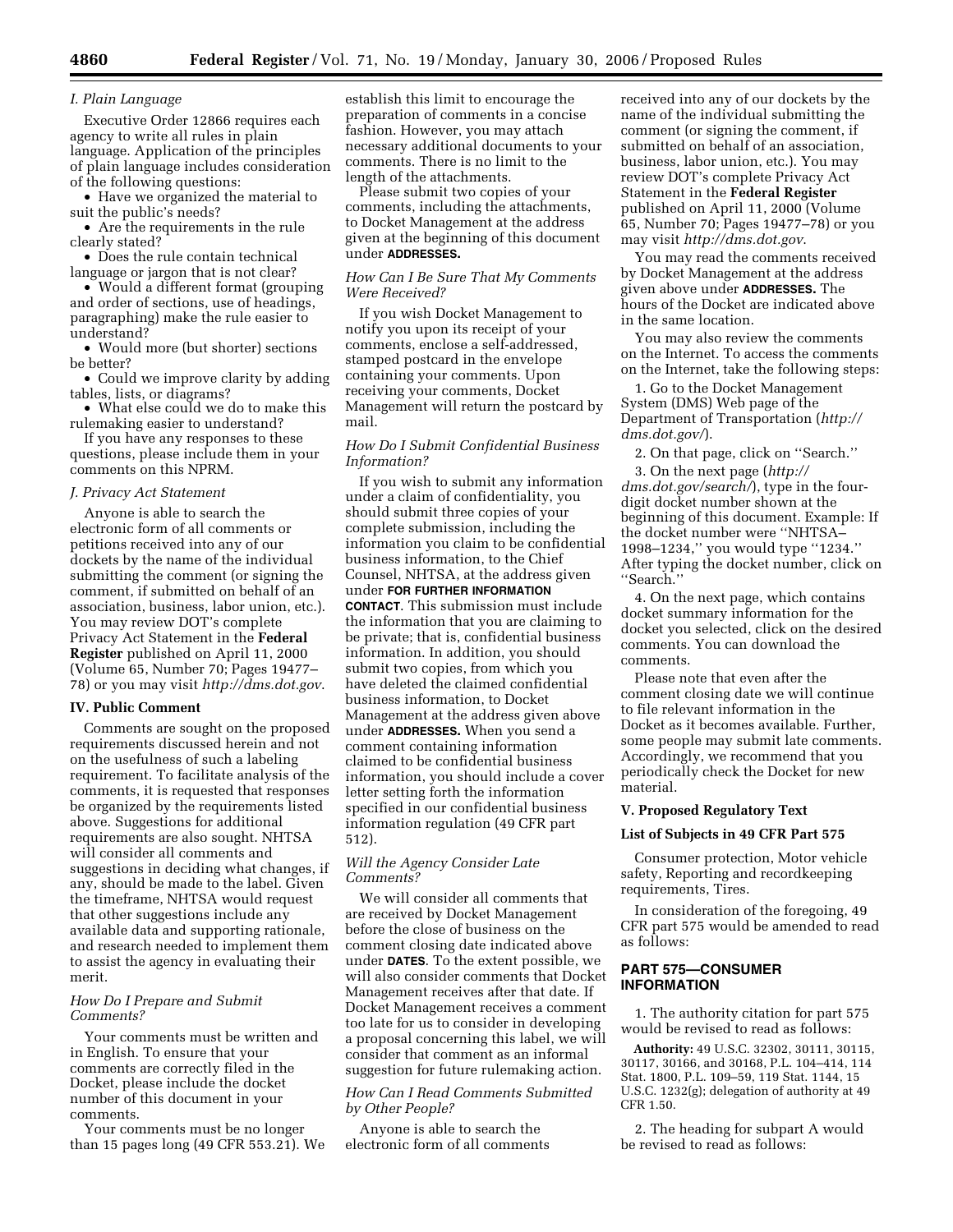*I. Plain Language*

Executive Order 12866 requires each agency to write all rules in plain language. Application of the principles of plain language includes consideration of the following questions:

- Have we organized the material to suit the public's needs?
- Are the requirements in the rule clearly stated?
- Does the rule contain technical language or jargon that is not clear?
- Would a different format (grouping and order of sections, use of headings, paragraphing) make the rule easier to understand?
- Would more (but shorter) sections be better?
- Could we improve clarity by adding tables, lists, or diagrams?
- What else could we do to make this rulemaking easier to understand?

If you have any responses to these questions, please include them in your comments on this NPRM.

*J. Privacy Act Statement*

Anyone is able to search the electronic form of all comments or petitions received into any of our dockets by the name of the individual submitting the comment (or signing the comment, if submitted on behalf of an association, business, labor union, etc.). You may review DOT's complete Privacy Act Statement in the **Federal Register** published on April 11, 2000 (Volume 65, Number 70; Pages 19477–78) or you may visit *http://dms.dot.gov*.

## IV. Public Comment

Comments are sought on the proposed requirements discussed herein and not on the usefulness of such a labeling requirement. To facilitate analysis of the comments, it is requested that responses be organized by the requirements listed above. Suggestions for additional requirements are also sought. NHTSA will consider all comments and suggestions in deciding what changes, if any, should be made to the label. Given the timeframe, NHTSA would request that other suggestions include any available data and supporting rationale, and research needed to implement them to assist the agency in evaluating their merit.

*How Do I Prepare and Submit Comments?*

Your comments must be written and in English. To ensure that your comments are correctly filed in the Docket, please include the docket number of this document in your comments.

Your comments must be no longer than 15 pages long (49 CFR 553.21). We establish this limit to encourage the preparation of comments in a concise fashion. However, you may attach necessary additional documents to your comments. There is no limit to the length of the attachments.

Please submit two copies of your comments, including the attachments, to Docket Management at the address given at the beginning of this document under **ADDRESSES.**

*How Can I Be Sure That My Comments Were Received?*

If you wish Docket Management to notify you upon its receipt of your comments, enclose a self-addressed, stamped postcard in the envelope containing your comments. Upon receiving your comments, Docket Management will return the postcard by mail.

*How Do I Submit Confidential Business Information?*

If you wish to submit any information under a claim of confidentiality, you should submit three copies of your complete submission, including the information you claim to be confidential business information, to the Chief Counsel, NHTSA, at the address given under **FOR FURTHER INFORMATION CONTACT**. This submission must include the information that you are claiming to be private; that is, confidential business information. In addition, you should submit two copies, from which you have deleted the claimed confidential business information, to Docket Management at the address given above under **ADDRESSES.** When you send a comment containing information claimed to be confidential business information, you should include a cover letter setting forth the information specified in our confidential business information regulation (49 CFR part 512).

*Will the Agency Consider Late Comments?*

We will consider all comments that are received by Docket Management before the close of business on the comment closing date indicated above under **DATES**. To the extent possible, we will also consider comments that Docket Management receives after that date. If Docket Management receives a comment too late for us to consider in developing a proposal concerning this label, we will consider that comment as an informal suggestion for future rulemaking action.

*How Can I Read Comments Submitted by Other People?*

Anyone is able to search the electronic form of all comments received into any of our dockets by the name of the individual submitting the comment (or signing the comment, if submitted on behalf of an association, business, labor union, etc.). You may review DOT's complete Privacy Act Statement in the **Federal Register** published on April 11, 2000 (Volume 65, Number 70; Pages 19477–78) or you may visit *http://dms.dot.gov*.

You may read the comments received by Docket Management at the address given above under **ADDRESSES.** The hours of the Docket are indicated above in the same location.

You may also review the comments on the Internet. To access the comments on the Internet, take the following steps:

1. Go to the Docket Management System (DMS) Web page of the Department of Transportation (*http://dms.dot.gov/*).
2. On that page, click on "Search."
3. On the next page (*http://dms.dot.gov/search/*), type in the four-digit docket number shown at the beginning of this document. Example: If the docket number were "NHTSA–1998–1234," you would type "1234." After typing the docket number, click on "Search."
4. On the next page, which contains docket summary information for the docket you selected, click on the desired comments. You can download the comments.

Please note that even after the comment closing date we will continue to file relevant information in the Docket as it becomes available. Further, some people may submit late comments. Accordingly, we recommend that you periodically check the Docket for new material.

## V. Proposed Regulatory Text

### List of Subjects in 49 CFR Part 575

Consumer protection, Motor vehicle safety, Reporting and recordkeeping requirements, Tires.

In consideration of the foregoing, 49 CFR part 575 would be amended to read as follows:

## PART 575—CONSUMER INFORMATION

1. The authority citation for part 575 would be revised to read as follows:

**Authority:** 49 U.S.C. 32302, 30111, 30115, 30117, 30166, and 30168, P.L. 104–414, 114 Stat. 1800, P.L. 109–59, 119 Stat. 1144, 15 U.S.C. 1232(g); delegation of authority at 49 CFR 1.50.

2. The heading for subpart A would be revised to read as follows: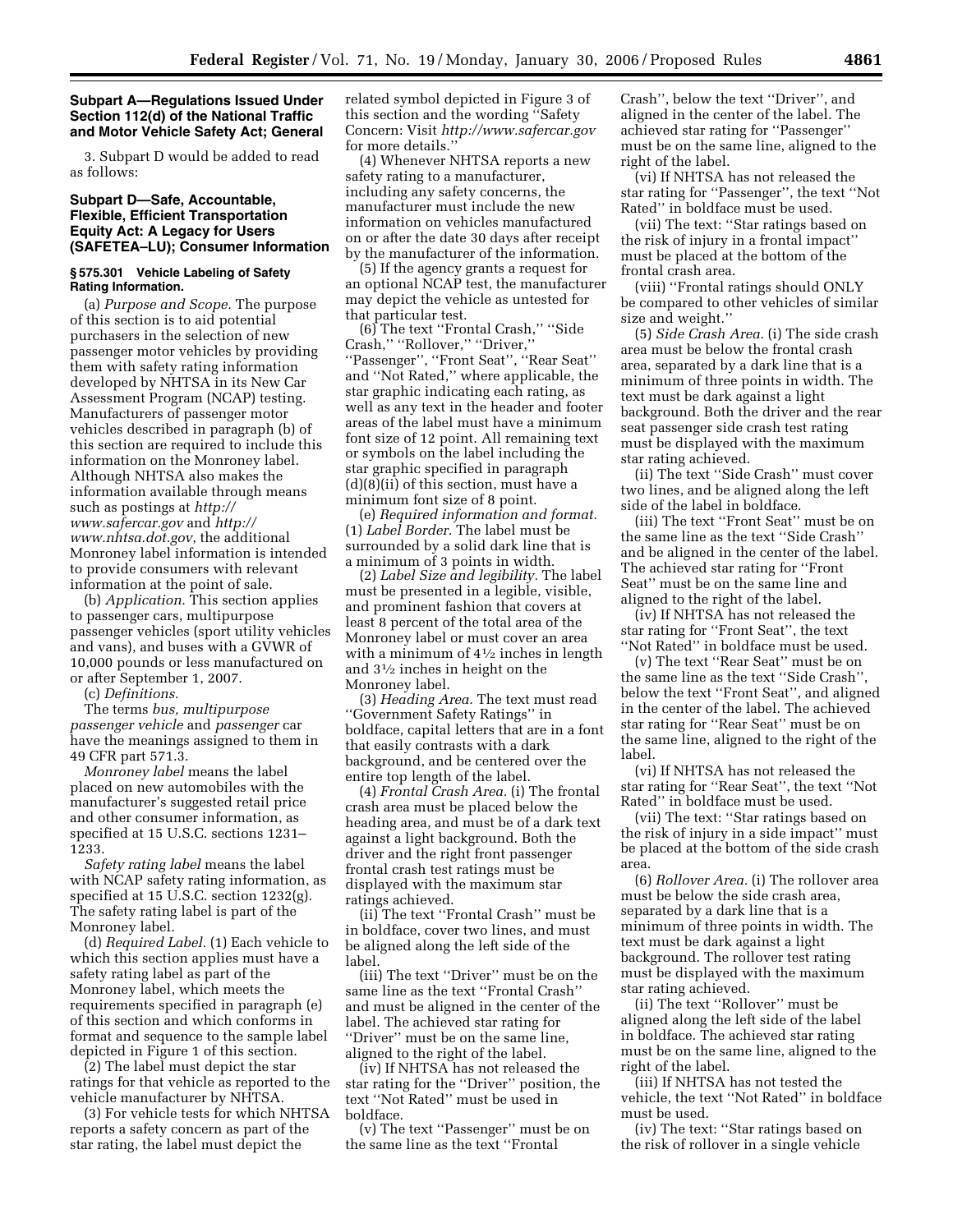### Subpart A—Regulations Issued Under Section 112(d) of the National Traffic and Motor Vehicle Safety Act; General

3. Subpart D would be added to read as follows:

### Subpart D—Safe, Accountable, Flexible, Efficient Transportation Equity Act: A Legacy for Users (SAFETEA–LU); Consumer Information

#### § 575.301 Vehicle Labeling of Safety Rating Information.

(a) *Purpose and Scope.* The purpose of this section is to aid potential purchasers in the selection of new passenger motor vehicles by providing them with safety rating information developed by NHTSA in its New Car Assessment Program (NCAP) testing. Manufacturers of passenger motor vehicles described in paragraph (b) of this section are required to include this information on the Monroney label. Although NHTSA also makes the information available through means such as postings at *http://www.safercar.gov* and *http://www.nhtsa.dot.gov*, the additional Monroney label information is intended to provide consumers with relevant information at the point of sale.

(b) *Application.* This section applies to passenger cars, multipurpose passenger vehicles (sport utility vehicles and vans), and buses with a GVWR of 10,000 pounds or less manufactured on or after September 1, 2007.

(c) *Definitions.*

The terms *bus, multipurpose passenger vehicle* and *passenger* car have the meanings assigned to them in 49 CFR part 571.3.

*Monroney label* means the label placed on new automobiles with the manufacturer's suggested retail price and other consumer information, as specified at 15 U.S.C. sections 1231–1233.

*Safety rating label* means the label with NCAP safety rating information, as specified at 15 U.S.C. section 1232(g). The safety rating label is part of the Monroney label.

(d) *Required Label.* (1) Each vehicle to which this section applies must have a safety rating label as part of the Monroney label, which meets the requirements specified in paragraph (e) of this section and which conforms in format and sequence to the sample label depicted in Figure 1 of this section.

(2) The label must depict the star ratings for that vehicle as reported to the vehicle manufacturer by NHTSA.

(3) For vehicle tests for which NHTSA reports a safety concern as part of the star rating, the label must depict the related symbol depicted in Figure 3 of this section and the wording ''Safety Concern: Visit *http://www.safercar.gov* for more details.''

(4) Whenever NHTSA reports a new safety rating to a manufacturer, including any safety concerns, the manufacturer must include the new information on vehicles manufactured on or after the date 30 days after receipt by the manufacturer of the information.

(5) If the agency grants a request for an optional NCAP test, the manufacturer may depict the vehicle as untested for that particular test.

(6) The text ''Frontal Crash,'' ''Side Crash,'' ''Rollover,'' ''Driver,'' ''Passenger'', ''Front Seat'', ''Rear Seat'' and ''Not Rated,'' where applicable, the star graphic indicating each rating, as well as any text in the header and footer areas of the label must have a minimum font size of 12 point. All remaining text or symbols on the label including the star graphic specified in paragraph (d)(8)(ii) of this section, must have a minimum font size of 8 point.

(e) *Required information and format.* (1) *Label Border.* The label must be surrounded by a solid dark line that is a minimum of 3 points in width.

(2) *Label Size and legibility.* The label must be presented in a legible, visible, and prominent fashion that covers at least 8 percent of the total area of the Monroney label or must cover an area with a minimum of 4½ inches in length and 3½ inches in height on the Monroney label.

(3) *Heading Area.* The text must read ''Government Safety Ratings'' in boldface, capital letters that are in a font that easily contrasts with a dark background, and be centered over the entire top length of the label.

(4) *Frontal Crash Area.* (i) The frontal crash area must be placed below the heading area, and must be of a dark text against a light background. Both the driver and the right front passenger frontal crash test ratings must be displayed with the maximum star ratings achieved.

(ii) The text ''Frontal Crash'' must be in boldface, cover two lines, and must be aligned along the left side of the label.

(iii) The text ''Driver'' must be on the same line as the text ''Frontal Crash'' and must be aligned in the center of the label. The achieved star rating for ''Driver'' must be on the same line, aligned to the right of the label.

(iv) If NHTSA has not released the star rating for the ''Driver'' position, the text ''Not Rated'' must be used in boldface.

(v) The text ''Passenger'' must be on the same line as the text ''Frontal Crash'', below the text ''Driver'', and aligned in the center of the label. The achieved star rating for ''Passenger'' must be on the same line, aligned to the right of the label.

(vi) If NHTSA has not released the star rating for the ''Passenger'', the text ''Not Rated'' in boldface must be used.

(vii) The text: ''Star ratings based on the risk of injury in a frontal impact'' must be placed at the bottom of the frontal crash area.

(viii) ''Frontal ratings should ONLY be compared to other vehicles of similar size and weight.''

(5) *Side Crash Area.* (i) The side crash area must be below the frontal crash area, separated by a dark line that is a minimum of three points in width. The text must be dark against a light background. Both the driver and the rear seat passenger side crash test rating must be displayed with the maximum star rating achieved.

(ii) The text ''Side Crash'' must cover two lines, and be aligned along the left side of the label in boldface.

(iii) The text ''Front Seat'' must be on the same line as the text ''Side Crash'' and be aligned in the center of the label. The achieved star rating for ''Front Seat'' must be on the same line and aligned to the right of the label.

(iv) If NHTSA has not released the star rating for ''Front Seat'', the text ''Not Rated'' in boldface must be used.

(v) The text ''Rear Seat'' must be on the same line as the text ''Side Crash'', below the text ''Front Seat'', and aligned in the center of the label. The achieved star rating for ''Rear Seat'' must be on the same line, aligned to the right of the label.

(vi) If NHTSA has not released the star rating for ''Rear Seat'', the text ''Not Rated'' in boldface must be used.

(vii) The text: ''Star ratings based on the risk of injury in a side impact'' must be placed at the bottom of the side crash area.

(6) *Rollover Area.* (i) The rollover area must be below the side crash area, separated by a dark line that is a minimum of three points in width. The text must be dark against a light background. The rollover test rating must be displayed with the maximum star rating achieved.

(ii) The text ''Rollover'' must be aligned along the left side of the label in boldface. The achieved star rating must be on the same line, aligned to the right of the label.

(iii) If NHTSA has not tested the vehicle, the text ''Not Rated'' in boldface must be used.

(iv) The text: ''Star ratings based on the risk of rollover in a single vehicle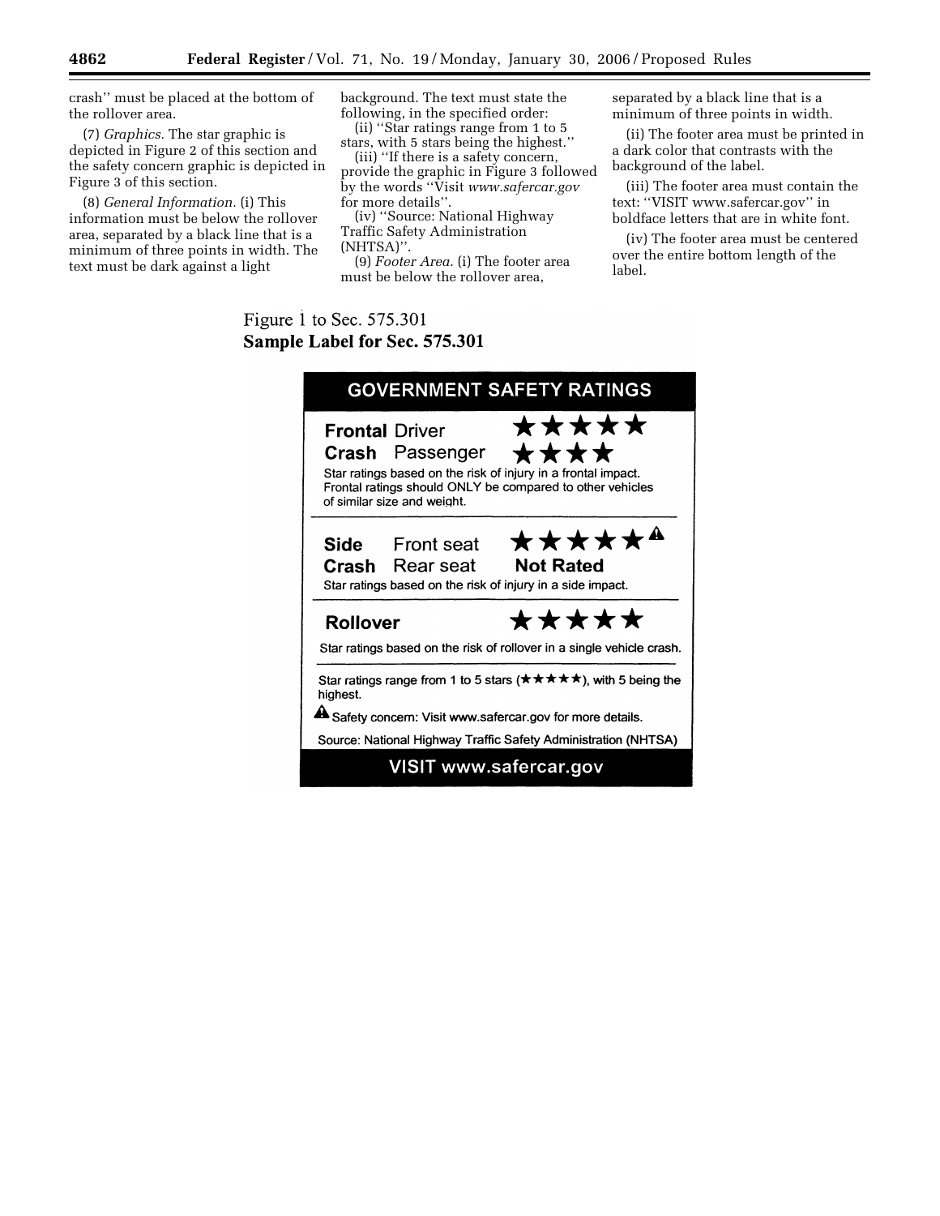crash'' must be placed at the bottom of the rollover area.

(7) *Graphics.* The star graphic is depicted in Figure 2 of this section and the safety concern graphic is depicted in Figure 3 of this section.

(8) *General Information.* (i) This information must be below the rollover area, separated by a black line that is a minimum of three points in width. The text must be dark against a light background. The text must state the following, in the specified order:

(ii) ''Star ratings range from 1 to 5 stars, with 5 stars being the highest.''

(iii) ''If there is a safety concern, provide the graphic in Figure 3 followed by the words ''Visit *www.safercar.gov* for more details''.

(iv) ''Source: National Highway Traffic Safety Administration (NHTSA)''.

(9) *Footer Area.* (i) The footer area must be below the rollover area, separated by a black line that is a minimum of three points in width.

(ii) The footer area must be printed in a dark color that contrasts with the background of the label.

(iii) The footer area must contain the text: ''VISIT www.safercar.gov'' in boldface letters that are in white font.

(iv) The footer area must be centered over the entire bottom length of the label.

Figure 1 to Sec. 575.301

**Sample Label for Sec. 575.301**

**GOVERNMENT SAFETY RATINGS**

| | | |
|---|---|---|
| **Frontal Crash** | Driver | ★★★★★ |
| | Passenger | ★★★★ |

Star ratings based on the risk of injury in a frontal impact. Frontal ratings should ONLY be compared to other vehicles of similar size and weight.

| | | |
|---|---|---|
| **Side Crash** | Front seat | ★★★★★ ⚠ |
| | Rear seat | **Not Rated** |

Star ratings based on the risk of injury in a side impact.

| | |
|---|---|
| **Rollover** | ★★★★★ |

Star ratings based on the risk of rollover in a single vehicle crash.

Star ratings range from 1 to 5 stars (★★★★★), with 5 being the highest.

⚠ Safety concern: Visit www.safercar.gov for more details.

Source: National Highway Traffic Safety Administration (NHTSA)

**VISIT www.safercar.gov**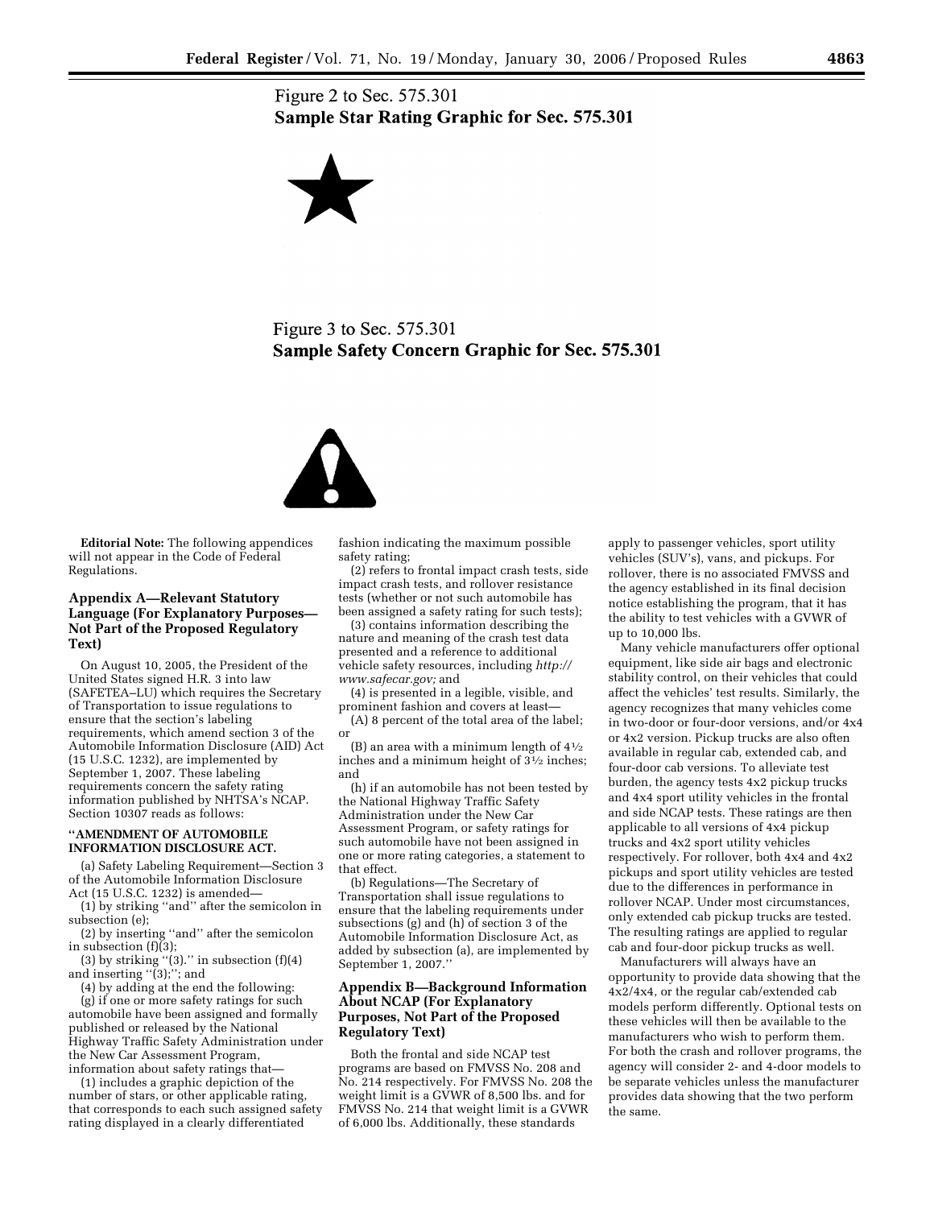Figure 2 to Sec. 575.301

**Sample Star Rating Graphic for Sec. 575.301**

Figure 3 to Sec. 575.301

**Sample Safety Concern Graphic for Sec. 575.301**

**Editorial Note:** The following appendices will not appear in the Code of Federal Regulations.

### Appendix A—Relevant Statutory Language (For Explanatory Purposes—Not Part of the Proposed Regulatory Text)

On August 10, 2005, the President of the United States signed H.R. 3 into law (SAFETEA–LU) which requires the Secretary of Transportation to issue regulations to ensure that the section's labeling requirements, which amend section 3 of the Automobile Information Disclosure (AID) Act (15 U.S.C. 1232), are implemented by September 1, 2007. These labeling requirements concern the safety rating information published by NHTSA's NCAP. Section 10307 reads as follows:

**"AMENDMENT OF AUTOMOBILE INFORMATION DISCLOSURE ACT.**

(a) Safety Labeling Requirement—Section 3 of the Automobile Information Disclosure Act (15 U.S.C. 1232) is amended—

(1) by striking "and" after the semicolon in subsection (e);

(2) by inserting "and" after the semicolon in subsection (f)(3);

(3) by striking "(3)." in subsection (f)(4) and inserting "(3);"; and

(4) by adding at the end the following:

(g) if one or more safety ratings for such automobile have been assigned and formally published or released by the National Highway Traffic Safety Administration under the New Car Assessment Program, information about safety ratings that—

(1) includes a graphic depiction of the number of stars, or other applicable rating, that corresponds to each such assigned safety rating displayed in a clearly differentiated fashion indicating the maximum possible safety rating;

(2) refers to frontal impact crash tests, side impact crash tests, and rollover resistance tests (whether or not such automobile has been assigned a safety rating for such tests);

(3) contains information describing the nature and meaning of the crash test data presented and a reference to additional vehicle safety resources, including *http://www.safecar.gov;* and

(4) is presented in a legible, visible, and prominent fashion and covers at least—

(A) 8 percent of the total area of the label; or

(B) an area with a minimum length of 4½ inches and a minimum height of 3½ inches; and

(h) if an automobile has not been tested by the National Highway Traffic Safety Administration under the New Car Assessment Program, or safety ratings for such automobile have not been assigned in one or more rating categories, a statement to that effect.

(b) Regulations—The Secretary of Transportation shall issue regulations to ensure that the labeling requirements under subsections (g) and (h) of section 3 of the Automobile Information Disclosure Act, as added by subsection (a), are implemented by September 1, 2007."

### Appendix B—Background Information About NCAP (For Explanatory Purposes, Not Part of the Proposed Regulatory Text)

Both the frontal and side NCAP test programs are based on FMVSS No. 208 and No. 214 respectively. For FMVSS No. 208 the weight limit is a GVWR of 8,500 lbs. and for FMVSS No. 214 that weight limit is a GVWR of 6,000 lbs. Additionally, these standards apply to passenger vehicles, sport utility vehicles (SUV's), vans, and pickups. For rollover, there is no associated FMVSS and the agency established in its final decision notice establishing the program, that it has the ability to test vehicles with a GVWR of up to 10,000 lbs.

Many vehicle manufacturers offer optional equipment, like side air bags and electronic stability control, on their vehicles that could affect the vehicles' test results. Similarly, the agency recognizes that many vehicles come in two-door or four-door versions, and/or 4x4 or 4x2 version. Pickup trucks are also often available in regular cab, extended cab, and four-door cab versions. To alleviate test burden, the agency tests 4x2 pickup trucks and 4x4 sport utility vehicles in the frontal and side NCAP tests. These ratings are then applicable to all versions of 4x4 pickup trucks and 4x2 sport utility vehicles respectively. For rollover, both 4x4 and 4x2 pickups and sport utility vehicles are tested due to the differences in performance in rollover NCAP. Under most circumstances, only extended cab pickup trucks are tested. The resulting ratings are applied to regular cab and four-door pickup trucks as well.

Manufacturers will always have an opportunity to provide data showing that the 4x2/4x4, or the regular cab/extended cab models perform differently. Optional tests on these vehicles will then be available to the manufacturers who wish to perform them. For both the crash and rollover programs, the agency will consider 2- and 4-door models to be separate vehicles unless the manufacturer provides data showing that the two perform the same.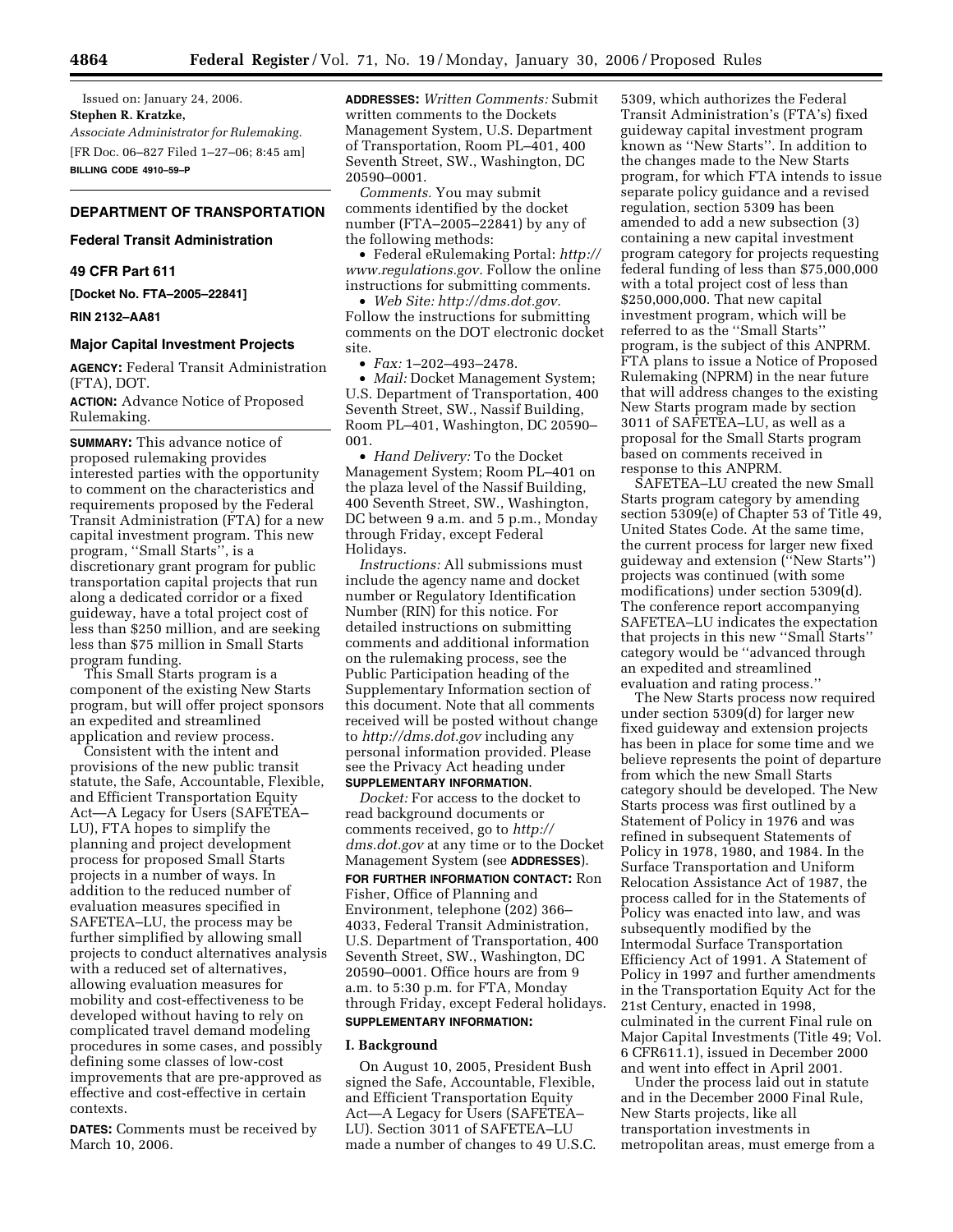Issued on: January 24, 2006.

**Stephen R. Kratzke,**

*Associate Administrator for Rulemaking.*

[FR Doc. 06–827 Filed 1–27–06; 8:45 am]

**BILLING CODE 4910–59–P**

## DEPARTMENT OF TRANSPORTATION

### Federal Transit Administration

### 49 CFR Part 611

**[Docket No. FTA–2005–22841]**

**RIN 2132–AA81**

### Major Capital Investment Projects

**AGENCY:** Federal Transit Administration (FTA), DOT.

**ACTION:** Advance Notice of Proposed Rulemaking.

**SUMMARY:** This advance notice of proposed rulemaking provides interested parties with the opportunity to comment on the characteristics and requirements proposed by the Federal Transit Administration (FTA) for a new capital investment program. This new program, ''Small Starts'', is a discretionary grant program for public transportation capital projects that run along a dedicated corridor or a fixed guideway, have a total project cost of less than $250 million, and are seeking less than $75 million in Small Starts program funding.

This Small Starts program is a component of the existing New Starts program, but will offer project sponsors an expedited and streamlined application and review process.

Consistent with the intent and provisions of the new public transit statute, the Safe, Accountable, Flexible, and Efficient Transportation Equity Act—A Legacy for Users (SAFETEA–LU), FTA hopes to simplify the planning and project development process for proposed Small Starts projects in a number of ways. In addition to the reduced number of evaluation measures specified in SAFETEA–LU, the process may be further simplified by allowing small projects to conduct alternatives analysis with a reduced set of alternatives, allowing evaluation measures for mobility and cost-effectiveness to be developed without having to rely on complicated travel demand modeling procedures in some cases, and possibly defining some classes of low-cost improvements that are pre-approved as effective and cost-effective in certain contexts.

**DATES:** Comments must be received by March 10, 2006.

**ADDRESSES:** *Written Comments:* Submit written comments to the Dockets Management System, U.S. Department of Transportation, Room PL–401, 400 Seventh Street, SW., Washington, DC 20590–0001.

*Comments.* You may submit comments identified by the docket number (FTA–2005–22841) by any of the following methods:

- Federal eRulemaking Portal: *http://www.regulations.gov.* Follow the online instructions for submitting comments.
- *Web Site: http://dms.dot.gov.* Follow the instructions for submitting comments on the DOT electronic docket site.
- *Fax:* 1–202–493–2478.
- *Mail:* Docket Management System; U.S. Department of Transportation, 400 Seventh Street, SW., Nassif Building, Room PL–401, Washington, DC 20590–001.
- *Hand Delivery:* To the Docket Management System; Room PL–401 on the plaza level of the Nassif Building, 400 Seventh Street, SW., Washington, DC between 9 a.m. and 5 p.m., Monday through Friday, except Federal Holidays.

*Instructions:* All submissions must include the agency name and docket number or Regulatory Identification Number (RIN) for this notice. For detailed instructions on submitting comments and additional information on the rulemaking process, see the Public Participation heading of the Supplementary Information section of this document. Note that all comments received will be posted without change to *http://dms.dot.gov* including any personal information provided. Please see the Privacy Act heading under **SUPPLEMENTARY INFORMATION**.

*Docket:* For access to the docket to read background documents or comments received, go to *http://dms.dot.gov* at any time or to the Docket Management System (see **ADDRESSES**).

**FOR FURTHER INFORMATION CONTACT:** Ron Fisher, Office of Planning and Environment, telephone (202) 366–4033, Federal Transit Administration, U.S. Department of Transportation, 400 Seventh Street, SW., Washington, DC 20590–0001. Office hours are from 9 a.m. to 5:30 p.m. for FTA, Monday through Friday, except Federal holidays.

**SUPPLEMENTARY INFORMATION:**

### I. Background

On August 10, 2005, President Bush signed the Safe, Accountable, Flexible, and Efficient Transportation Equity Act—A Legacy for Users (SAFETEA–LU). Section 3011 of SAFETEA–LU made a number of changes to 49 U.S.C. 5309, which authorizes the Federal Transit Administration's (FTA's) fixed guideway capital investment program known as ''New Starts''. In addition to the changes made to the New Starts program, for which FTA intends to issue separate policy guidance and a revised regulation, section 5309 has been amended to add a new subsection (3) containing a new capital investment program category for projects requesting federal funding of less than $75,000,000 with a total project cost of less than $250,000,000. That new capital investment program, which will be referred to as the ''Small Starts'' program, is the subject of this ANPRM. FTA plans to issue a Notice of Proposed Rulemaking (NPRM) in the near future that will address changes to the existing New Starts program made by section 3011 of SAFETEA–LU, as well as a proposal for the Small Starts program based on comments received in response to this ANPRM.

SAFETEA–LU created the new Small Starts program category by amending section 5309(e) of Chapter 53 of Title 49, United States Code. At the same time, the current process for larger new fixed guideway and extension (''New Starts'') projects was continued (with some modifications) under section 5309(d). The conference report accompanying SAFETEA–LU indicates the expectation that projects in this new ''Small Starts'' category would be ''advanced through an expedited and streamlined evaluation and rating process.''

The New Starts process now required under section 5309(d) for larger new fixed guideway and extension projects has been in place for some time and we believe represents the point of departure from which the new Small Starts category should be developed. The New Starts process was first outlined by a Statement of Policy in 1976 and was refined in subsequent Statements of Policy in 1978, 1980, and 1984. In the Surface Transportation and Uniform Relocation Assistance Act of 1987, the process called for in the Statements of Policy was enacted into law, and was subsequently modified by the Intermodal Surface Transportation Efficiency Act of 1991. A Statement of Policy in 1997 and further amendments in the Transportation Equity Act for the 21st Century, enacted in 1998, culminated in the current Final rule on Major Capital Investments (Title 49; Vol. 6 CFR611.1), issued in December 2000 and went into effect in April 2001.

Under the process laid out in statute and in the December 2000 Final Rule, New Starts projects, like all transportation investments in metropolitan areas, must emerge from a